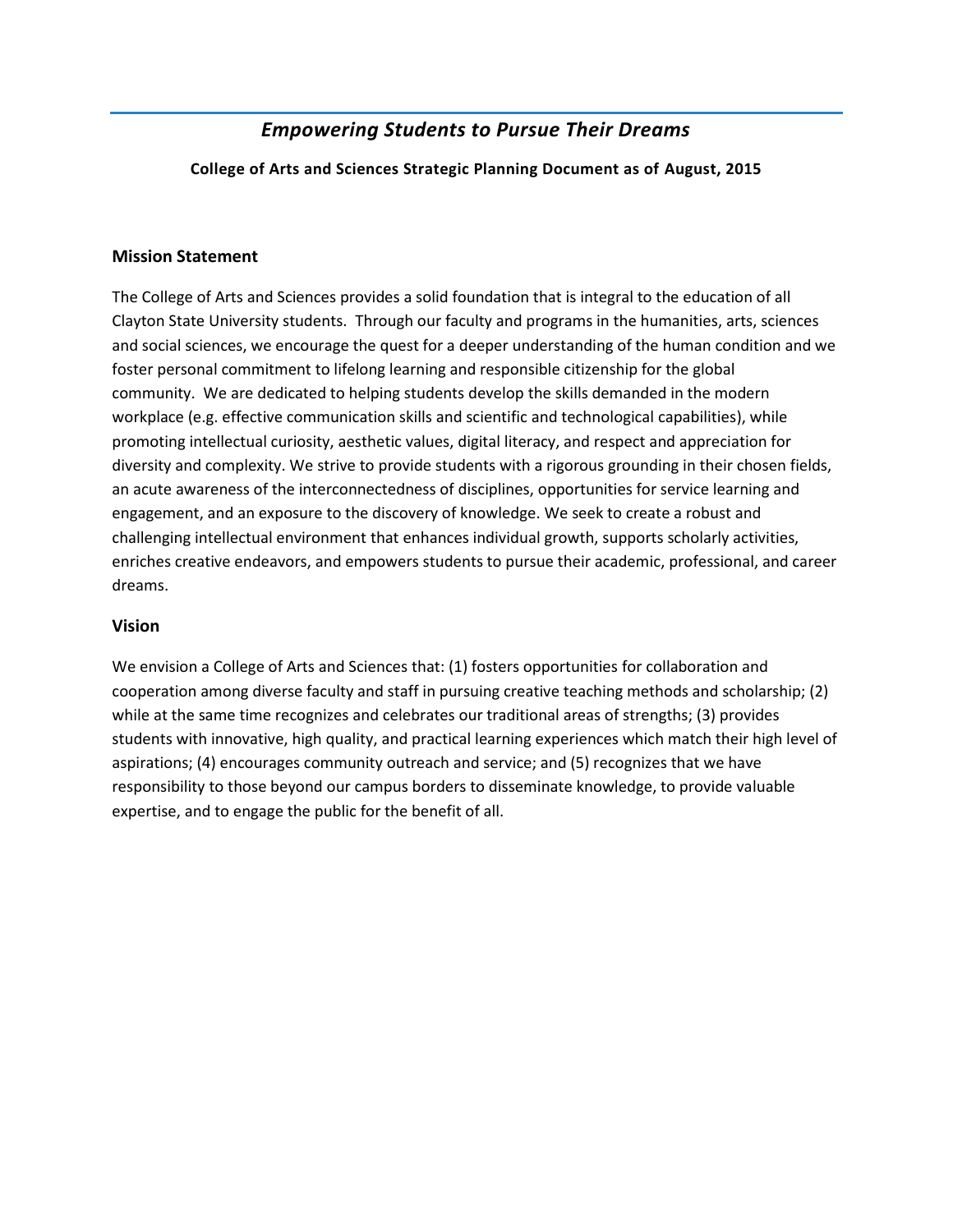# *Empowering Students to Pursue Their Dreams*

**College of Arts and Sciences Strategic Planning Document as of August, 2015**

## Mission Statement

The College of Arts and Sciences provides a solid foundation that is integral to the education of all Clayton State University students. Through our faculty and programs in the humanities, arts, sciences and social sciences, we encourage the quest for a deeper understanding of the human condition and we foster personal commitment to lifelong learning and responsible citizenship for the global community. We are dedicated to helping students develop the skills demanded in the modern workplace (e.g. effective communication skills and scientific and technological capabilities), while promoting intellectual curiosity, aesthetic values, digital literacy, and respect and appreciation for diversity and complexity. We strive to provide students with a rigorous grounding in their chosen fields, an acute awareness of the interconnectedness of disciplines, opportunities for service learning and engagement, and an exposure to the discovery of knowledge. We seek to create a robust and challenging intellectual environment that enhances individual growth, supports scholarly activities, enriches creative endeavors, and empowers students to pursue their academic, professional, and career dreams.

## Vision

We envision a College of Arts and Sciences that: (1) fosters opportunities for collaboration and cooperation among diverse faculty and staff in pursuing creative teaching methods and scholarship; (2) while at the same time recognizes and celebrates our traditional areas of strengths; (3) provides students with innovative, high quality, and practical learning experiences which match their high level of aspirations; (4) encourages community outreach and service; and (5) recognizes that we have responsibility to those beyond our campus borders to disseminate knowledge, to provide valuable expertise, and to engage the public for the benefit of all.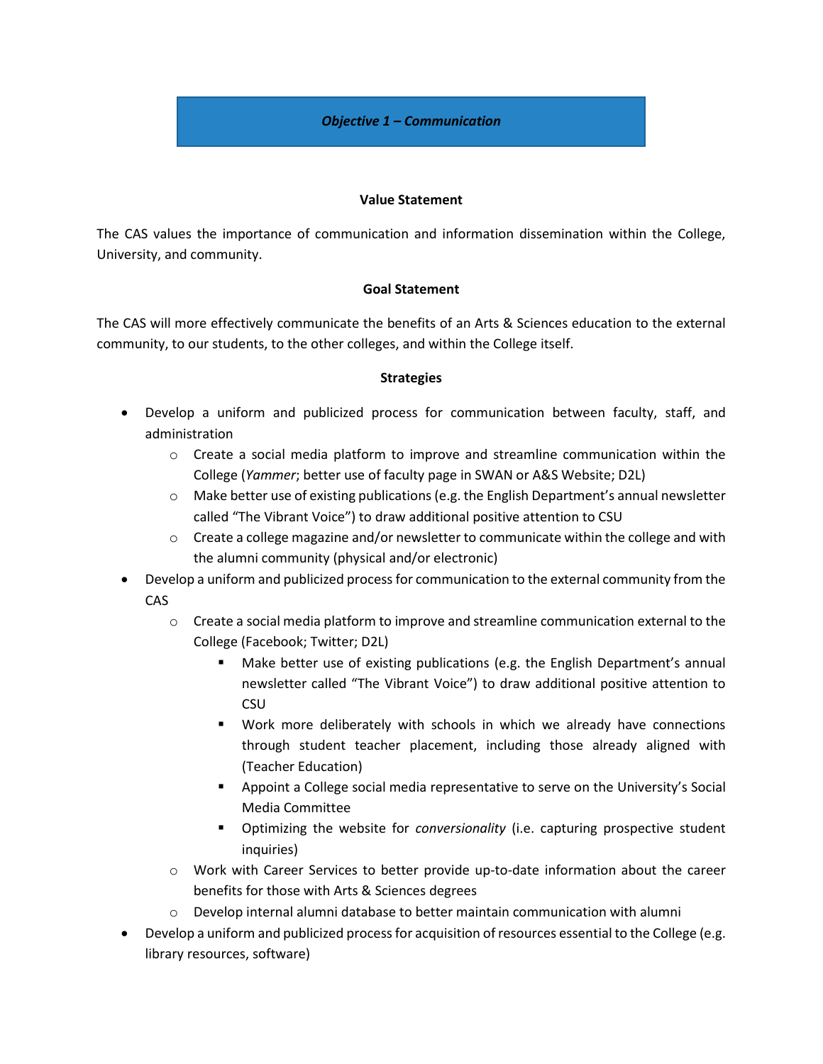## *Objective 1 – Communication*

**Value Statement**

The CAS values the importance of communication and information dissemination within the College, University, and community.

**Goal Statement**

The CAS will more effectively communicate the benefits of an Arts & Sciences education to the external community, to our students, to the other colleges, and within the College itself.

**Strategies**

- Develop a uniform and publicized process for communication between faculty, staff, and administration
  - Create a social media platform to improve and streamline communication within the College (*Yammer*; better use of faculty page in SWAN or A&S Website; D2L)
  - Make better use of existing publications (e.g. the English Department's annual newsletter called "The Vibrant Voice") to draw additional positive attention to CSU
  - Create a college magazine and/or newsletter to communicate within the college and with the alumni community (physical and/or electronic)
- Develop a uniform and publicized process for communication to the external community from the CAS
  - Create a social media platform to improve and streamline communication external to the College (Facebook; Twitter; D2L)
    - Make better use of existing publications (e.g. the English Department's annual newsletter called "The Vibrant Voice") to draw additional positive attention to CSU
    - Work more deliberately with schools in which we already have connections through student teacher placement, including those already aligned with (Teacher Education)
    - Appoint a College social media representative to serve on the University's Social Media Committee
    - Optimizing the website for *conversionality* (i.e. capturing prospective student inquiries)
  - Work with Career Services to better provide up-to-date information about the career benefits for those with Arts & Sciences degrees
  - Develop internal alumni database to better maintain communication with alumni
- Develop a uniform and publicized process for acquisition of resources essential to the College (e.g. library resources, software)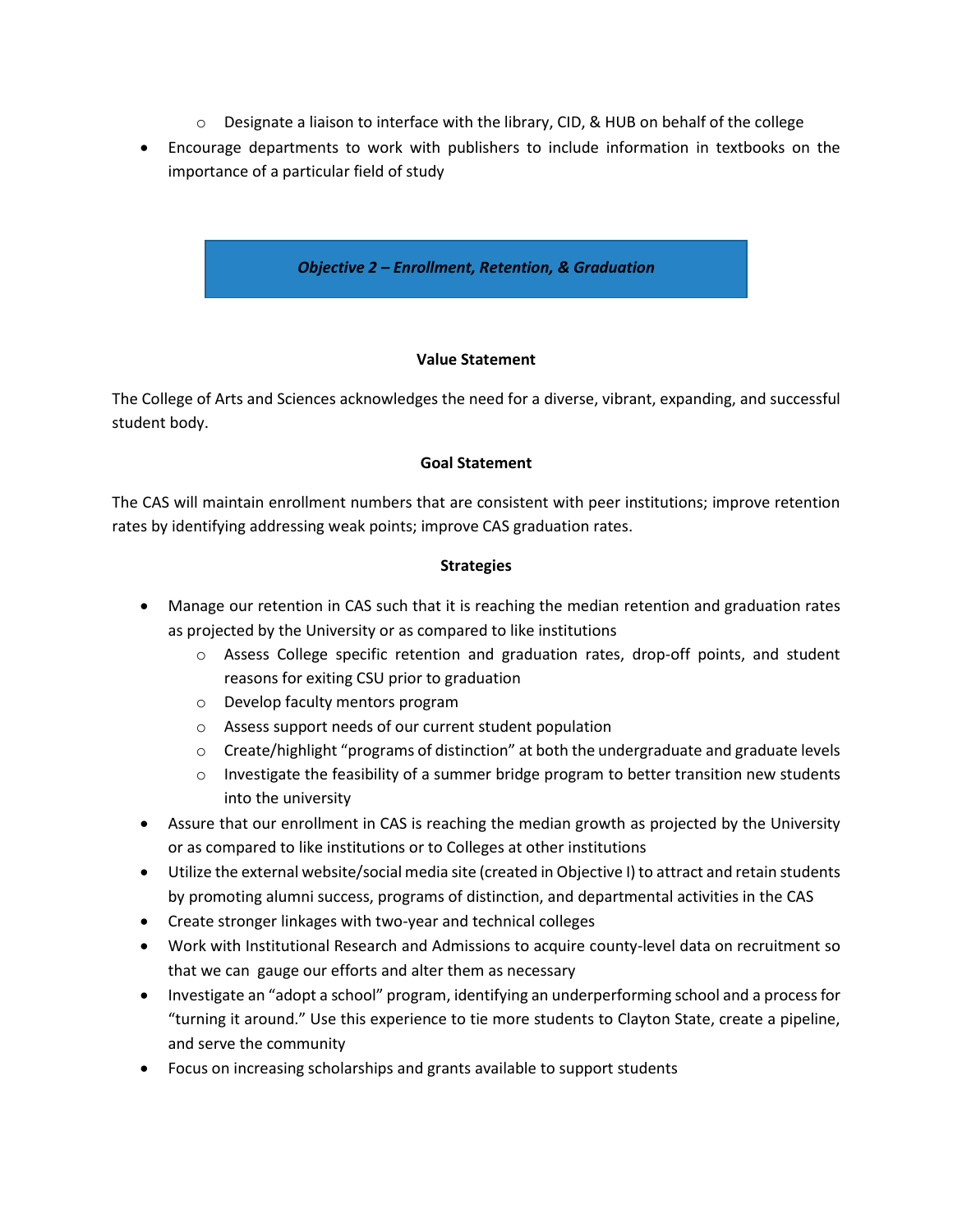- Designate a liaison to interface with the library, CID, & HUB on behalf of the college
- Encourage departments to work with publishers to include information in textbooks on the importance of a particular field of study

## ***Objective 2 – Enrollment, Retention, & Graduation***

**Value Statement**

The College of Arts and Sciences acknowledges the need for a diverse, vibrant, expanding, and successful student body.

**Goal Statement**

The CAS will maintain enrollment numbers that are consistent with peer institutions; improve retention rates by identifying addressing weak points; improve CAS graduation rates.

**Strategies**

- Manage our retention in CAS such that it is reaching the median retention and graduation rates as projected by the University or as compared to like institutions
    - Assess College specific retention and graduation rates, drop-off points, and student reasons for exiting CSU prior to graduation
    - Develop faculty mentors program
    - Assess support needs of our current student population
    - Create/highlight "programs of distinction" at both the undergraduate and graduate levels
    - Investigate the feasibility of a summer bridge program to better transition new students into the university
- Assure that our enrollment in CAS is reaching the median growth as projected by the University or as compared to like institutions or to Colleges at other institutions
- Utilize the external website/social media site (created in Objective I) to attract and retain students by promoting alumni success, programs of distinction, and departmental activities in the CAS
- Create stronger linkages with two-year and technical colleges
- Work with Institutional Research and Admissions to acquire county-level data on recruitment so that we can gauge our efforts and alter them as necessary
- Investigate an "adopt a school" program, identifying an underperforming school and a process for "turning it around." Use this experience to tie more students to Clayton State, create a pipeline, and serve the community
- Focus on increasing scholarships and grants available to support students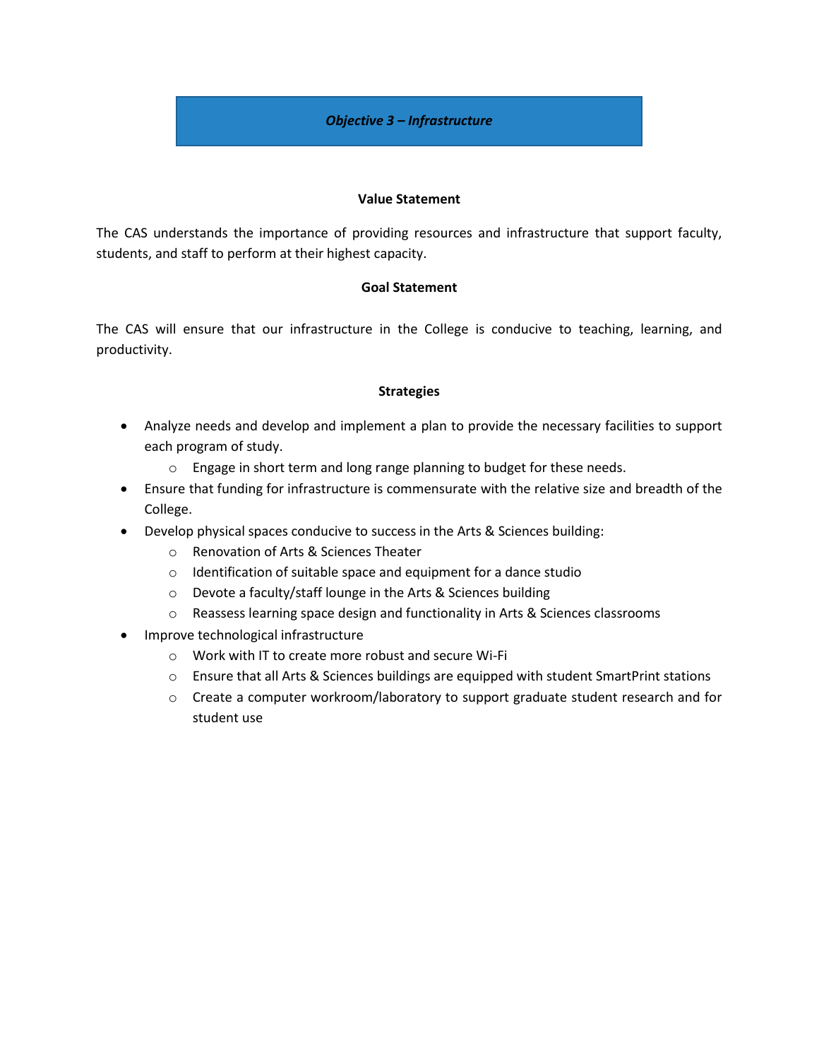## *Objective 3 – Infrastructure*

### Value Statement

The CAS understands the importance of providing resources and infrastructure that support faculty, students, and staff to perform at their highest capacity.

### Goal Statement

The CAS will ensure that our infrastructure in the College is conducive to teaching, learning, and productivity.

### Strategies

- Analyze needs and develop and implement a plan to provide the necessary facilities to support each program of study.
  - Engage in short term and long range planning to budget for these needs.
- Ensure that funding for infrastructure is commensurate with the relative size and breadth of the College.
- Develop physical spaces conducive to success in the Arts & Sciences building:
  - Renovation of Arts & Sciences Theater
  - Identification of suitable space and equipment for a dance studio
  - Devote a faculty/staff lounge in the Arts & Sciences building
  - Reassess learning space design and functionality in Arts & Sciences classrooms
- Improve technological infrastructure
  - Work with IT to create more robust and secure Wi-Fi
  - Ensure that all Arts & Sciences buildings are equipped with student SmartPrint stations
  - Create a computer workroom/laboratory to support graduate student research and for student use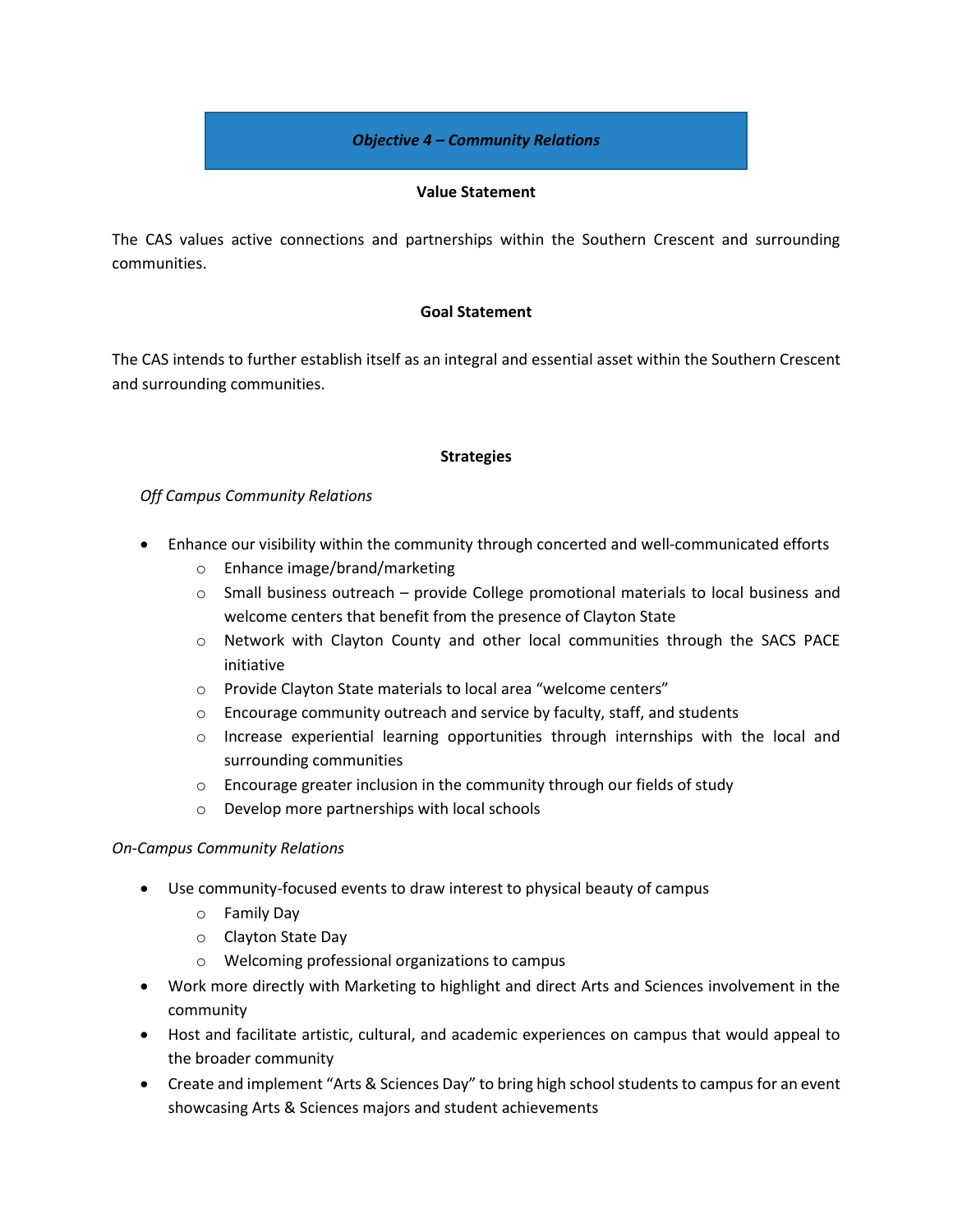## *Objective 4 – Community Relations*

**Value Statement**

The CAS values active connections and partnerships within the Southern Crescent and surrounding communities.

**Goal Statement**

The CAS intends to further establish itself as an integral and essential asset within the Southern Crescent and surrounding communities.

**Strategies**

*Off Campus Community Relations*

- Enhance our visibility within the community through concerted and well-communicated efforts
  - Enhance image/brand/marketing
  - Small business outreach – provide College promotional materials to local business and welcome centers that benefit from the presence of Clayton State
  - Network with Clayton County and other local communities through the SACS PACE initiative
  - Provide Clayton State materials to local area "welcome centers"
  - Encourage community outreach and service by faculty, staff, and students
  - Increase experiential learning opportunities through internships with the local and surrounding communities
  - Encourage greater inclusion in the community through our fields of study
  - Develop more partnerships with local schools

*On-Campus Community Relations*

- Use community-focused events to draw interest to physical beauty of campus
  - Family Day
  - Clayton State Day
  - Welcoming professional organizations to campus
- Work more directly with Marketing to highlight and direct Arts and Sciences involvement in the community
- Host and facilitate artistic, cultural, and academic experiences on campus that would appeal to the broader community
- Create and implement "Arts & Sciences Day" to bring high school students to campus for an event showcasing Arts & Sciences majors and student achievements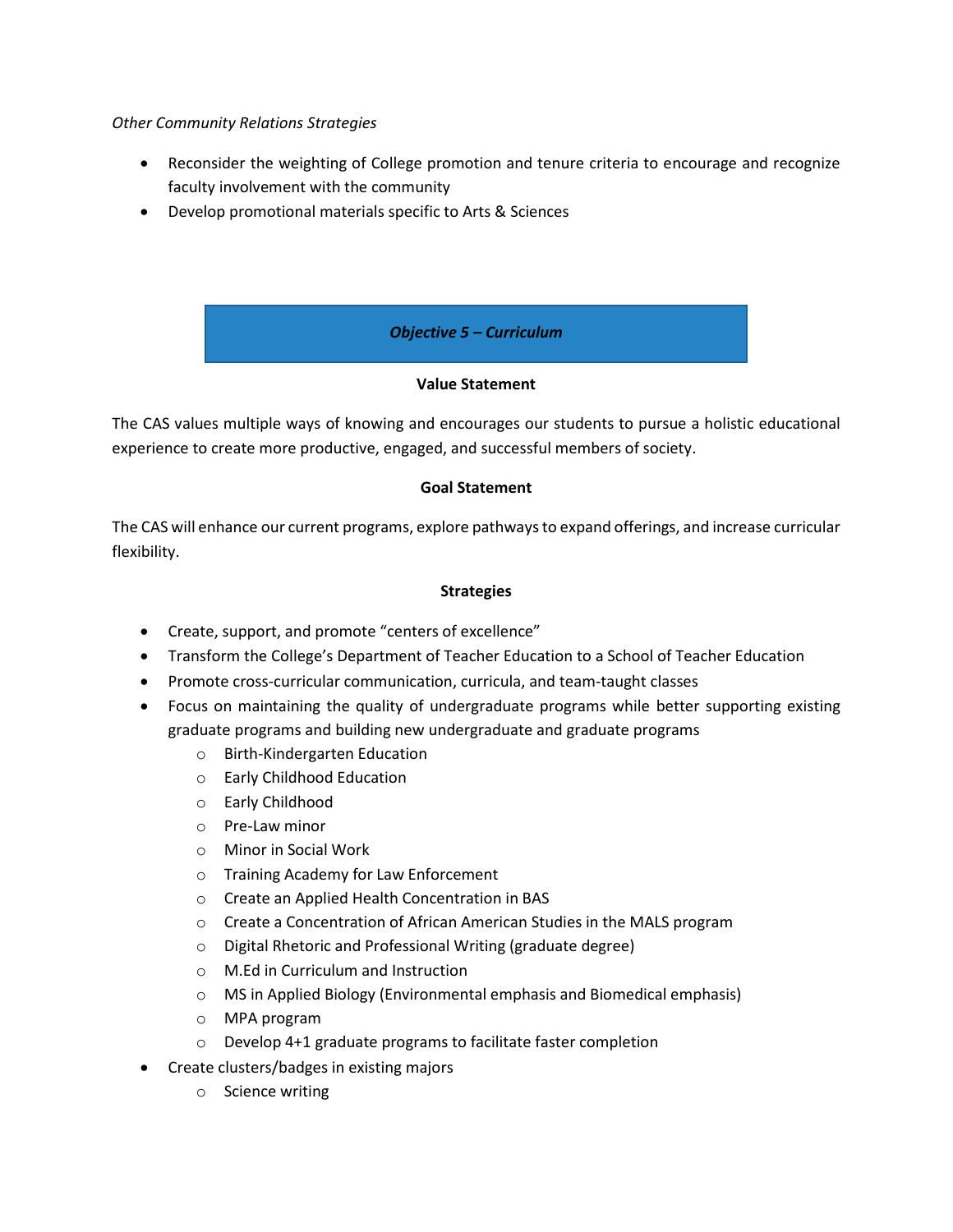*Other Community Relations Strategies*

- Reconsider the weighting of College promotion and tenure criteria to encourage and recognize faculty involvement with the community
- Develop promotional materials specific to Arts & Sciences

## *Objective 5 – Curriculum*

**Value Statement**

The CAS values multiple ways of knowing and encourages our students to pursue a holistic educational experience to create more productive, engaged, and successful members of society.

**Goal Statement**

The CAS will enhance our current programs, explore pathways to expand offerings, and increase curricular flexibility.

**Strategies**

- Create, support, and promote "centers of excellence"
- Transform the College's Department of Teacher Education to a School of Teacher Education
- Promote cross-curricular communication, curricula, and team-taught classes
- Focus on maintaining the quality of undergraduate programs while better supporting existing graduate programs and building new undergraduate and graduate programs
  - Birth-Kindergarten Education
  - Early Childhood Education
  - Early Childhood
  - Pre-Law minor
  - Minor in Social Work
  - Training Academy for Law Enforcement
  - Create an Applied Health Concentration in BAS
  - Create a Concentration of African American Studies in the MALS program
  - Digital Rhetoric and Professional Writing (graduate degree)
  - M.Ed in Curriculum and Instruction
  - MS in Applied Biology (Environmental emphasis and Biomedical emphasis)
  - MPA program
  - Develop 4+1 graduate programs to facilitate faster completion
- Create clusters/badges in existing majors
  - Science writing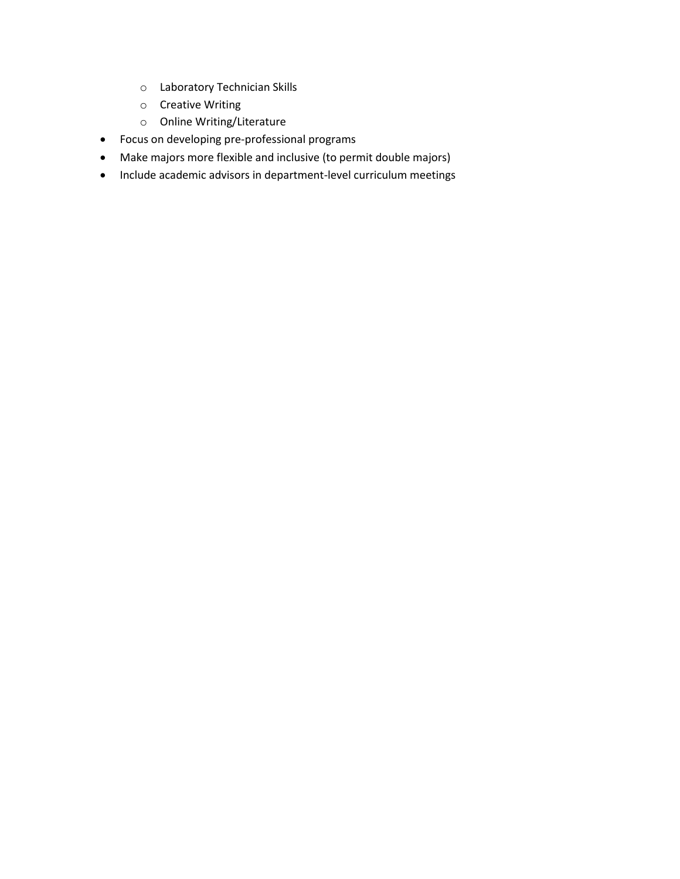- Laboratory Technician Skills
  - Creative Writing
  - Online Writing/Literature
- Focus on developing pre-professional programs
- Make majors more flexible and inclusive (to permit double majors)
- Include academic advisors in department-level curriculum meetings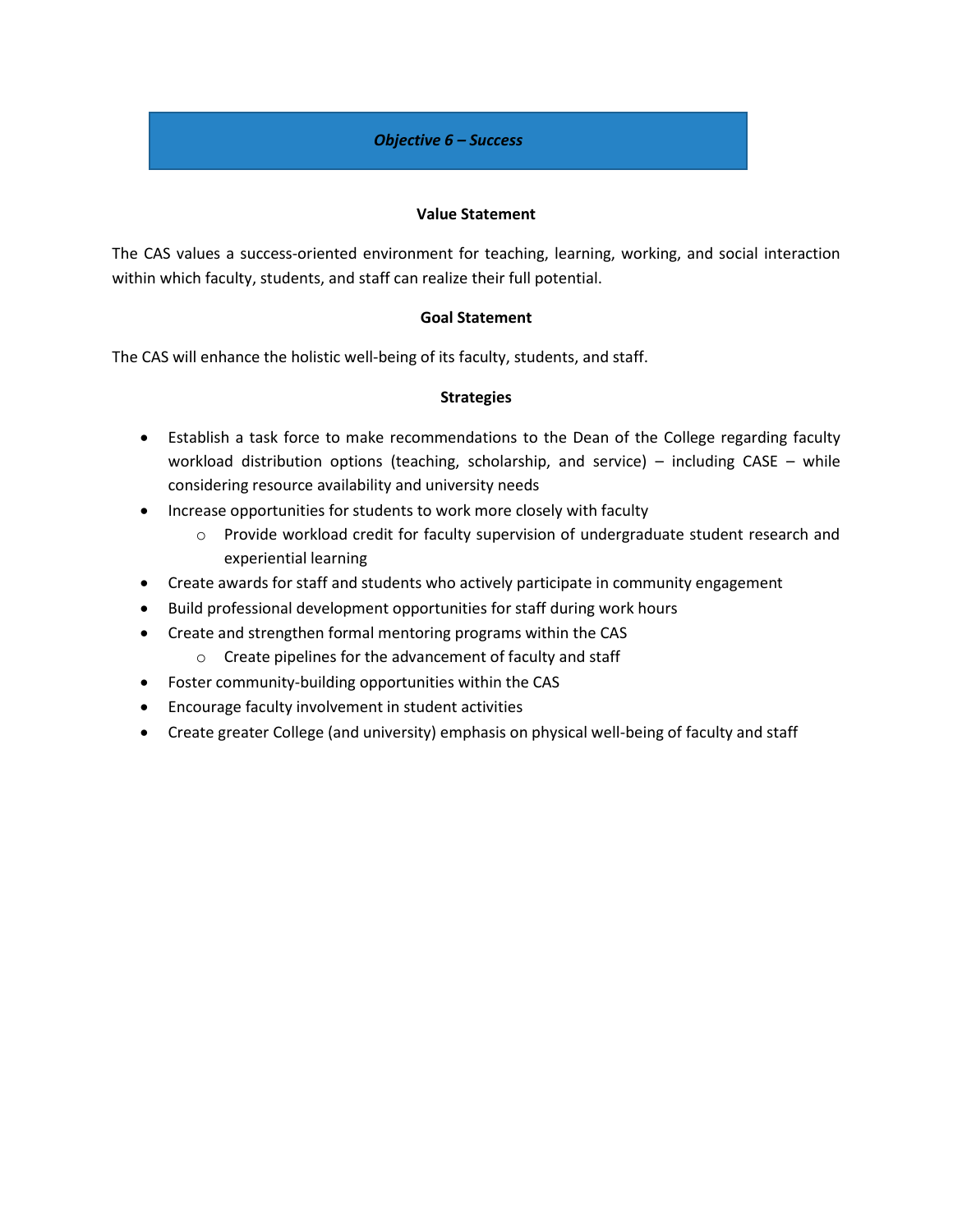## *Objective 6 – Success*

**Value Statement**

The CAS values a success-oriented environment for teaching, learning, working, and social interaction within which faculty, students, and staff can realize their full potential.

**Goal Statement**

The CAS will enhance the holistic well-being of its faculty, students, and staff.

**Strategies**

- Establish a task force to make recommendations to the Dean of the College regarding faculty workload distribution options (teaching, scholarship, and service) – including CASE – while considering resource availability and university needs
- Increase opportunities for students to work more closely with faculty
  - Provide workload credit for faculty supervision of undergraduate student research and experiential learning
- Create awards for staff and students who actively participate in community engagement
- Build professional development opportunities for staff during work hours
- Create and strengthen formal mentoring programs within the CAS
  - Create pipelines for the advancement of faculty and staff
- Foster community-building opportunities within the CAS
- Encourage faculty involvement in student activities
- Create greater College (and university) emphasis on physical well-being of faculty and staff